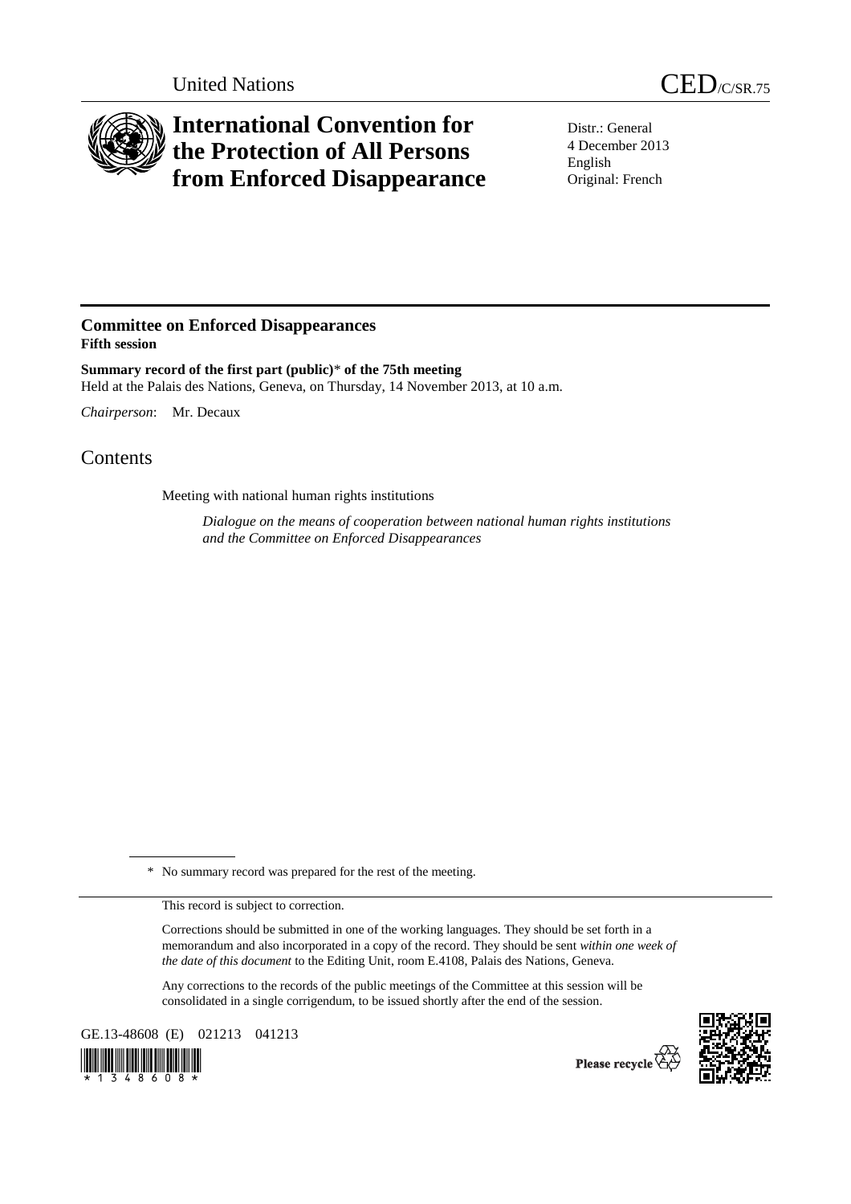United Nations CED/C/SR.75

# International Convention for the Protection of All Persons from Enforced Disappearance

Distr.: General
4 December 2013
English
Original: French

## Committee on Enforced Disappearances
**Fifth session**

**Summary record of the first part (public)* of the 75th meeting**
Held at the Palais des Nations, Geneva, on Thursday, 14 November 2013, at 10 a.m.

*Chairperson*: Mr. Decaux

# Contents

Meeting with national human rights institutions

*Dialogue on the means of cooperation between national human rights institutions and the Committee on Enforced Disappearances*

\* No summary record was prepared for the rest of the meeting.

This record is subject to correction.

Corrections should be submitted in one of the working languages. They should be set forth in a memorandum and also incorporated in a copy of the record. They should be sent *within one week of the date of this document* to the Editing Unit, room E.4108, Palais des Nations, Geneva.

Any corrections to the records of the public meetings of the Committee at this session will be consolidated in a single corrigendum, to be issued shortly after the end of the session.

GE.13-48608 (E) 021213 041213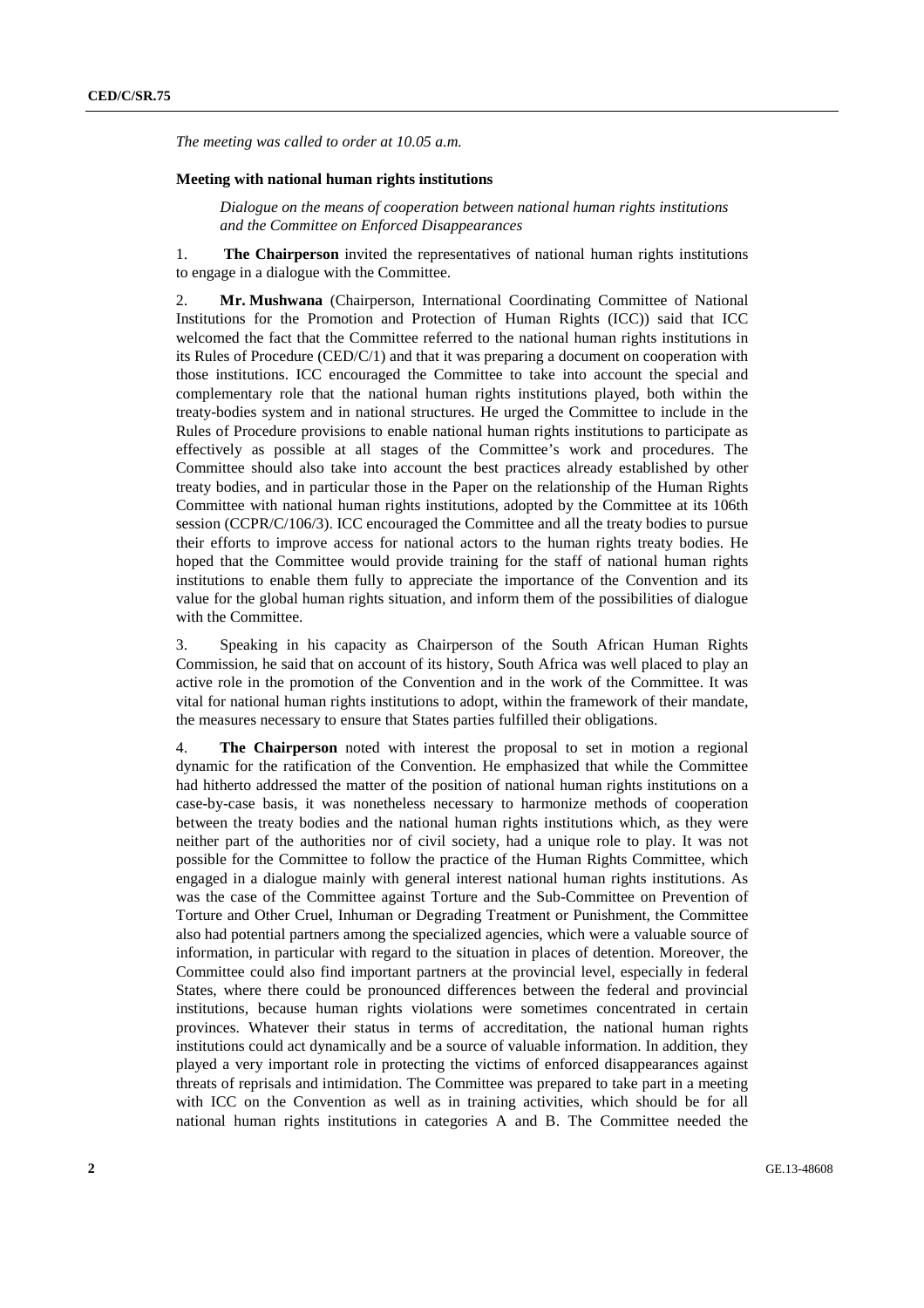*The meeting was called to order at 10.05 a.m.*

**Meeting with national human rights institutions**

*Dialogue on the means of cooperation between national human rights institutions and the Committee on Enforced Disappearances*

1. **The Chairperson** invited the representatives of national human rights institutions to engage in a dialogue with the Committee.

2. **Mr. Mushwana** (Chairperson, International Coordinating Committee of National Institutions for the Promotion and Protection of Human Rights (ICC)) said that ICC welcomed the fact that the Committee referred to the national human rights institutions in its Rules of Procedure (CED/C/1) and that it was preparing a document on cooperation with those institutions. ICC encouraged the Committee to take into account the special and complementary role that the national human rights institutions played, both within the treaty-bodies system and in national structures. He urged the Committee to include in the Rules of Procedure provisions to enable national human rights institutions to participate as effectively as possible at all stages of the Committee's work and procedures. The Committee should also take into account the best practices already established by other treaty bodies, and in particular those in the Paper on the relationship of the Human Rights Committee with national human rights institutions, adopted by the Committee at its 106th session (CCPR/C/106/3). ICC encouraged the Committee and all the treaty bodies to pursue their efforts to improve access for national actors to the human rights treaty bodies. He hoped that the Committee would provide training for the staff of national human rights institutions to enable them fully to appreciate the importance of the Convention and its value for the global human rights situation, and inform them of the possibilities of dialogue with the Committee.

3. Speaking in his capacity as Chairperson of the South African Human Rights Commission, he said that on account of its history, South Africa was well placed to play an active role in the promotion of the Convention and in the work of the Committee. It was vital for national human rights institutions to adopt, within the framework of their mandate, the measures necessary to ensure that States parties fulfilled their obligations.

4. **The Chairperson** noted with interest the proposal to set in motion a regional dynamic for the ratification of the Convention. He emphasized that while the Committee had hitherto addressed the matter of the position of national human rights institutions on a case-by-case basis, it was nonetheless necessary to harmonize methods of cooperation between the treaty bodies and the national human rights institutions which, as they were neither part of the authorities nor of civil society, had a unique role to play. It was not possible for the Committee to follow the practice of the Human Rights Committee, which engaged in a dialogue mainly with general interest national human rights institutions. As was the case of the Committee against Torture and the Sub-Committee on Prevention of Torture and Other Cruel, Inhuman or Degrading Treatment or Punishment, the Committee also had potential partners among the specialized agencies, which were a valuable source of information, in particular with regard to the situation in places of detention. Moreover, the Committee could also find important partners at the provincial level, especially in federal States, where there could be pronounced differences between the federal and provincial institutions, because human rights violations were sometimes concentrated in certain provinces. Whatever their status in terms of accreditation, the national human rights institutions could act dynamically and be a source of valuable information. In addition, they played a very important role in protecting the victims of enforced disappearances against threats of reprisals and intimidation. The Committee was prepared to take part in a meeting with ICC on the Convention as well as in training activities, which should be for all national human rights institutions in categories A and B. The Committee needed the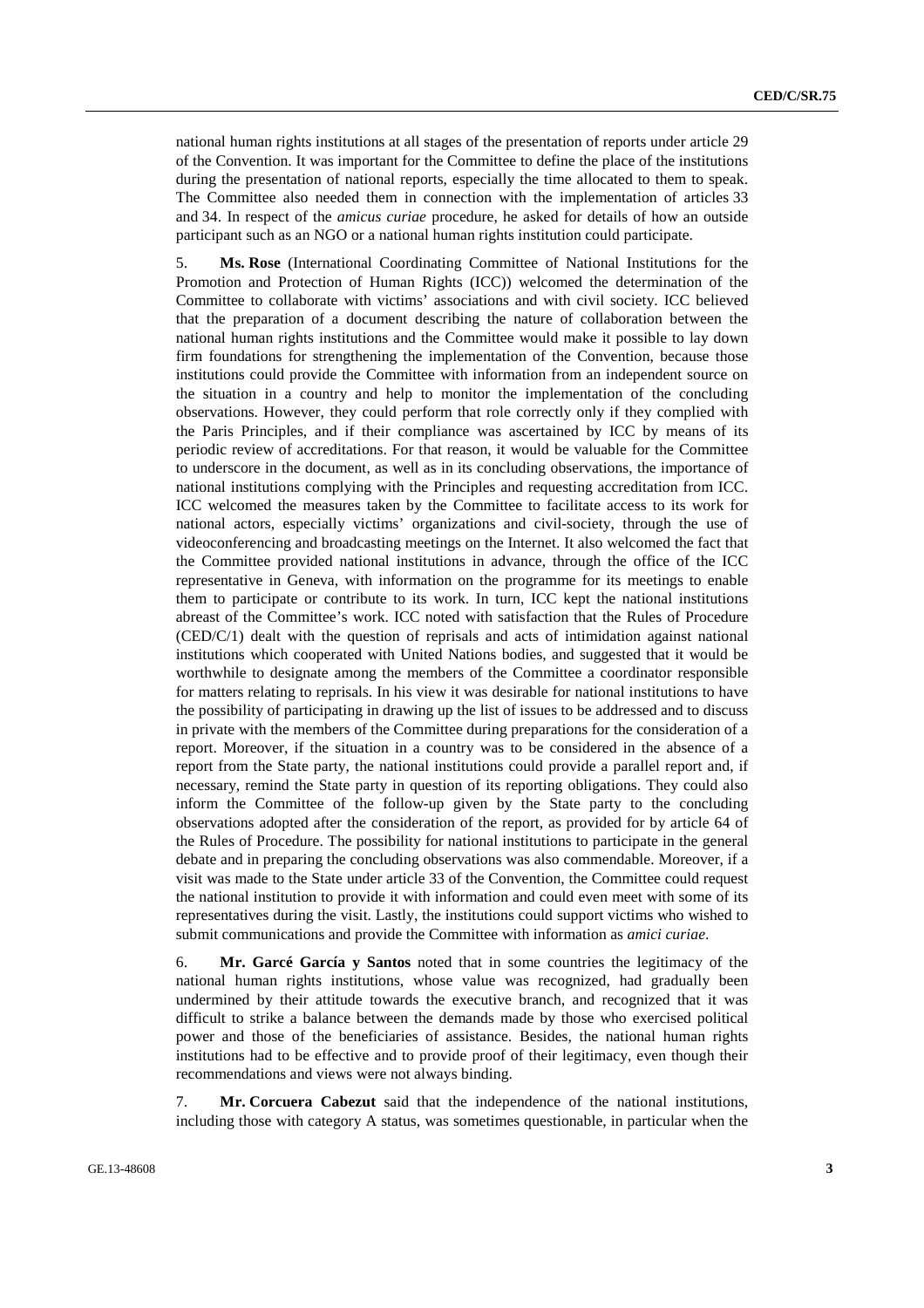national human rights institutions at all stages of the presentation of reports under article 29 of the Convention. It was important for the Committee to define the place of the institutions during the presentation of national reports, especially the time allocated to them to speak. The Committee also needed them in connection with the implementation of articles 33 and 34. In respect of the *amicus curiae* procedure, he asked for details of how an outside participant such as an NGO or a national human rights institution could participate.

5. **Ms. Rose** (International Coordinating Committee of National Institutions for the Promotion and Protection of Human Rights (ICC)) welcomed the determination of the Committee to collaborate with victims' associations and with civil society. ICC believed that the preparation of a document describing the nature of collaboration between the national human rights institutions and the Committee would make it possible to lay down firm foundations for strengthening the implementation of the Convention, because those institutions could provide the Committee with information from an independent source on the situation in a country and help to monitor the implementation of the concluding observations. However, they could perform that role correctly only if they complied with the Paris Principles, and if their compliance was ascertained by ICC by means of its periodic review of accreditations. For that reason, it would be valuable for the Committee to underscore in the document, as well as in its concluding observations, the importance of national institutions complying with the Principles and requesting accreditation from ICC. ICC welcomed the measures taken by the Committee to facilitate access to its work for national actors, especially victims' organizations and civil-society, through the use of videoconferencing and broadcasting meetings on the Internet. It also welcomed the fact that the Committee provided national institutions in advance, through the office of the ICC representative in Geneva, with information on the programme for its meetings to enable them to participate or contribute to its work. In turn, ICC kept the national institutions abreast of the Committee's work. ICC noted with satisfaction that the Rules of Procedure (CED/C/1) dealt with the question of reprisals and acts of intimidation against national institutions which cooperated with United Nations bodies, and suggested that it would be worthwhile to designate among the members of the Committee a coordinator responsible for matters relating to reprisals. In his view it was desirable for national institutions to have the possibility of participating in drawing up the list of issues to be addressed and to discuss in private with the members of the Committee during preparations for the consideration of a report. Moreover, if the situation in a country was to be considered in the absence of a report from the State party, the national institutions could provide a parallel report and, if necessary, remind the State party in question of its reporting obligations. They could also inform the Committee of the follow-up given by the State party to the concluding observations adopted after the consideration of the report, as provided for by article 64 of the Rules of Procedure. The possibility for national institutions to participate in the general debate and in preparing the concluding observations was also commendable. Moreover, if a visit was made to the State under article 33 of the Convention, the Committee could request the national institution to provide it with information and could even meet with some of its representatives during the visit. Lastly, the institutions could support victims who wished to submit communications and provide the Committee with information as *amici curiae*.

6. **Mr. Garcé García y Santos** noted that in some countries the legitimacy of the national human rights institutions, whose value was recognized, had gradually been undermined by their attitude towards the executive branch, and recognized that it was difficult to strike a balance between the demands made by those who exercised political power and those of the beneficiaries of assistance. Besides, the national human rights institutions had to be effective and to provide proof of their legitimacy, even though their recommendations and views were not always binding.

7. **Mr. Corcuera Cabezut** said that the independence of the national institutions, including those with category A status, was sometimes questionable, in particular when the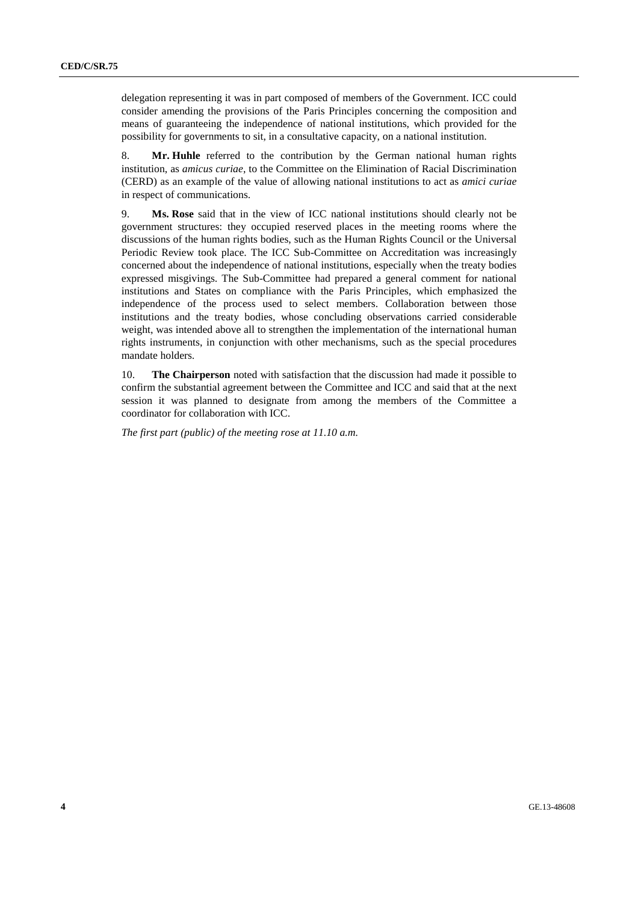delegation representing it was in part composed of members of the Government. ICC could consider amending the provisions of the Paris Principles concerning the composition and means of guaranteeing the independence of national institutions, which provided for the possibility for governments to sit, in a consultative capacity, on a national institution.

8. **Mr. Huhle** referred to the contribution by the German national human rights institution, as *amicus curiae*, to the Committee on the Elimination of Racial Discrimination (CERD) as an example of the value of allowing national institutions to act as *amici curiae* in respect of communications.

9. **Ms. Rose** said that in the view of ICC national institutions should clearly not be government structures: they occupied reserved places in the meeting rooms where the discussions of the human rights bodies, such as the Human Rights Council or the Universal Periodic Review took place. The ICC Sub-Committee on Accreditation was increasingly concerned about the independence of national institutions, especially when the treaty bodies expressed misgivings. The Sub-Committee had prepared a general comment for national institutions and States on compliance with the Paris Principles, which emphasized the independence of the process used to select members. Collaboration between those institutions and the treaty bodies, whose concluding observations carried considerable weight, was intended above all to strengthen the implementation of the international human rights instruments, in conjunction with other mechanisms, such as the special procedures mandate holders.

10. **The Chairperson** noted with satisfaction that the discussion had made it possible to confirm the substantial agreement between the Committee and ICC and said that at the next session it was planned to designate from among the members of the Committee a coordinator for collaboration with ICC.

*The first part (public) of the meeting rose at 11.10 a.m.*